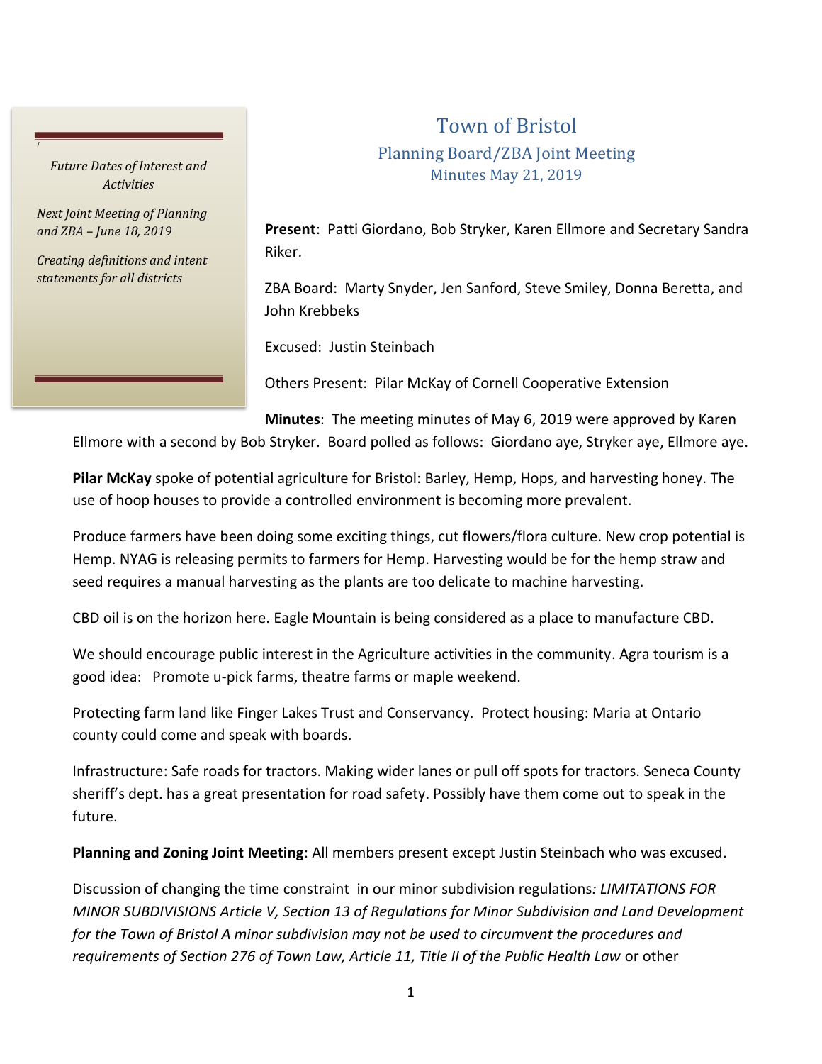*Future Dates of Interest and Activities*

*Next Joint Meeting of Planning and ZBA – June 18, 2019*

*Creating definitions and intent statements for all districts*

# Town of Bristol

## Planning Board/ZBA Joint Meeting

### Minutes May 21, 2019

**Present**: Patti Giordano, Bob Stryker, Karen Ellmore and Secretary Sandra Riker.

ZBA Board: Marty Snyder, Jen Sanford, Steve Smiley, Donna Beretta, and John Krebbeks

Excused: Justin Steinbach

Others Present: Pilar McKay of Cornell Cooperative Extension

**Minutes**: The meeting minutes of May 6, 2019 were approved by Karen Ellmore with a second by Bob Stryker. Board polled as follows: Giordano aye, Stryker aye, Ellmore aye.

**Pilar McKay** spoke of potential agriculture for Bristol: Barley, Hemp, Hops, and harvesting honey. The use of hoop houses to provide a controlled environment is becoming more prevalent.

Produce farmers have been doing some exciting things, cut flowers/flora culture. New crop potential is Hemp. NYAG is releasing permits to farmers for Hemp. Harvesting would be for the hemp straw and seed requires a manual harvesting as the plants are too delicate to machine harvesting.

CBD oil is on the horizon here. Eagle Mountain is being considered as a place to manufacture CBD.

We should encourage public interest in the Agriculture activities in the community. Agra tourism is a good idea: Promote u-pick farms, theatre farms or maple weekend.

Protecting farm land like Finger Lakes Trust and Conservancy. Protect housing: Maria at Ontario county could come and speak with boards.

Infrastructure: Safe roads for tractors. Making wider lanes or pull off spots for tractors. Seneca County sheriff's dept. has a great presentation for road safety. Possibly have them come out to speak in the future.

**Planning and Zoning Joint Meeting**: All members present except Justin Steinbach who was excused.

Discussion of changing the time constraint in our minor subdivision regulations*: LIMITATIONS FOR MINOR SUBDIVISIONS Article V, Section 13 of Regulations for Minor Subdivision and Land Development for the Town of Bristol A minor subdivision may not be used to circumvent the procedures and requirements of Section 276 of Town Law, Article 11, Title II of the Public Health Law* or other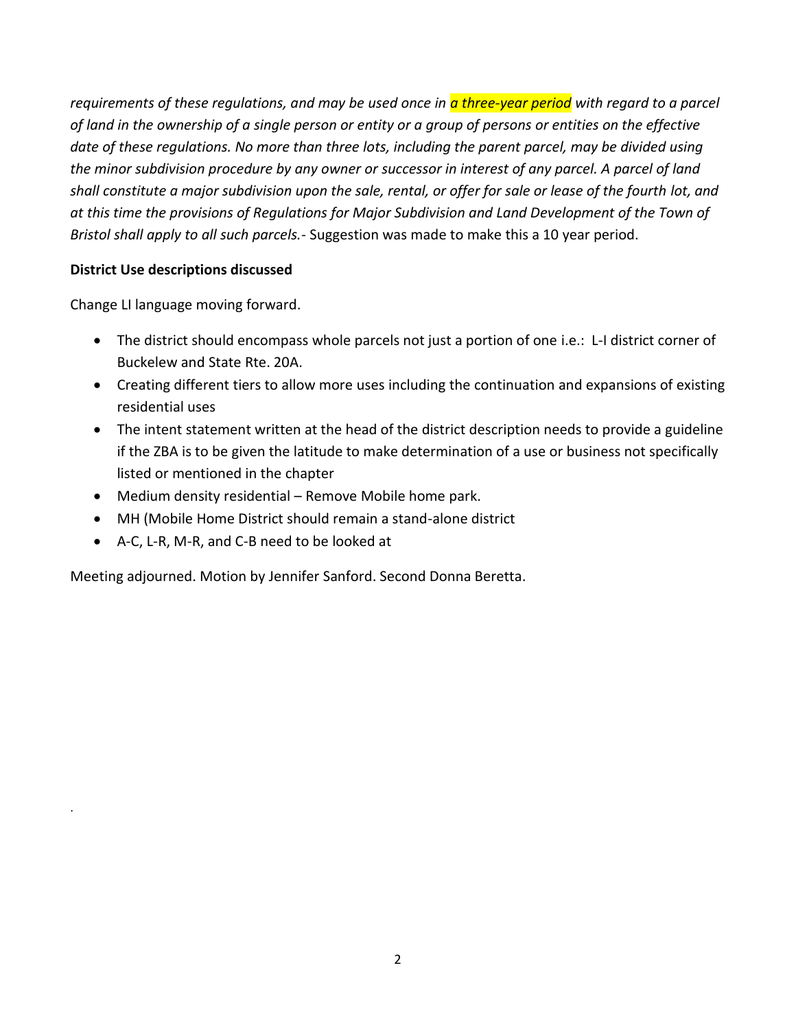*requirements of these regulations, and may be used once in a three-year period with regard to a parcel of land in the ownership of a single person or entity or a group of persons or entities on the effective date of these regulations. No more than three lots, including the parent parcel, may be divided using the minor subdivision procedure by any owner or successor in interest of any parcel. A parcel of land shall constitute a major subdivision upon the sale, rental, or offer for sale or lease of the fourth lot, and at this time the provisions of Regulations for Major Subdivision and Land Development of the Town of Bristol shall apply to all such parcels.*- Suggestion was made to make this a 10 year period.

**District Use descriptions discussed**

Change LI language moving forward.

- The district should encompass whole parcels not just a portion of one i.e.: L-I district corner of Buckelew and State Rte. 20A.
- Creating different tiers to allow more uses including the continuation and expansions of existing residential uses
- The intent statement written at the head of the district description needs to provide a guideline if the ZBA is to be given the latitude to make determination of a use or business not specifically listed or mentioned in the chapter
- Medium density residential – Remove Mobile home park.
- MH (Mobile Home District should remain a stand-alone district
- A-C, L-R, M-R, and C-B need to be looked at

Meeting adjourned. Motion by Jennifer Sanford. Second Donna Beretta.